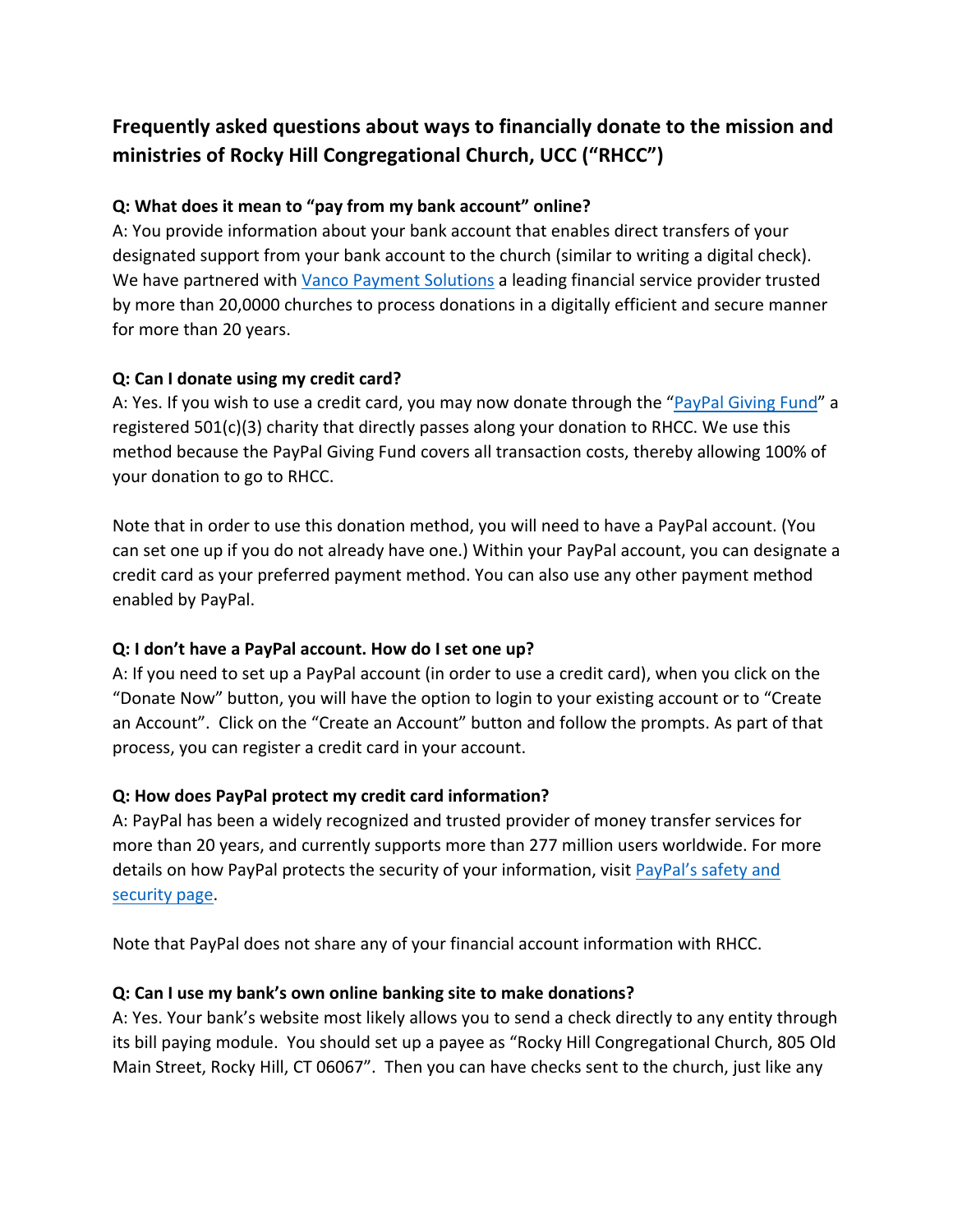## Frequently asked questions about ways to financially donate to the mission and ministries of Rocky Hill Congregational Church, UCC ("RHCC")

**Q: What does it mean to "pay from my bank account" online?**
A: You provide information about your bank account that enables direct transfers of your designated support from your bank account to the church (similar to writing a digital check). We have partnered with Vanco Payment Solutions a leading financial service provider trusted by more than 20,0000 churches to process donations in a digitally efficient and secure manner for more than 20 years.

**Q: Can I donate using my credit card?**
A: Yes. If you wish to use a credit card, you may now donate through the "PayPal Giving Fund" a registered 501(c)(3) charity that directly passes along your donation to RHCC. We use this method because the PayPal Giving Fund covers all transaction costs, thereby allowing 100% of your donation to go to RHCC.

Note that in order to use this donation method, you will need to have a PayPal account. (You can set one up if you do not already have one.) Within your PayPal account, you can designate a credit card as your preferred payment method. You can also use any other payment method enabled by PayPal.

**Q: I don't have a PayPal account. How do I set one up?**
A: If you need to set up a PayPal account (in order to use a credit card), when you click on the "Donate Now" button, you will have the option to login to your existing account or to "Create an Account". Click on the "Create an Account" button and follow the prompts. As part of that process, you can register a credit card in your account.

**Q: How does PayPal protect my credit card information?**
A: PayPal has been a widely recognized and trusted provider of money transfer services for more than 20 years, and currently supports more than 277 million users worldwide. For more details on how PayPal protects the security of your information, visit PayPal's safety and security page.

Note that PayPal does not share any of your financial account information with RHCC.

**Q: Can I use my bank's own online banking site to make donations?**
A: Yes. Your bank's website most likely allows you to send a check directly to any entity through its bill paying module. You should set up a payee as "Rocky Hill Congregational Church, 805 Old Main Street, Rocky Hill, CT 06067". Then you can have checks sent to the church, just like any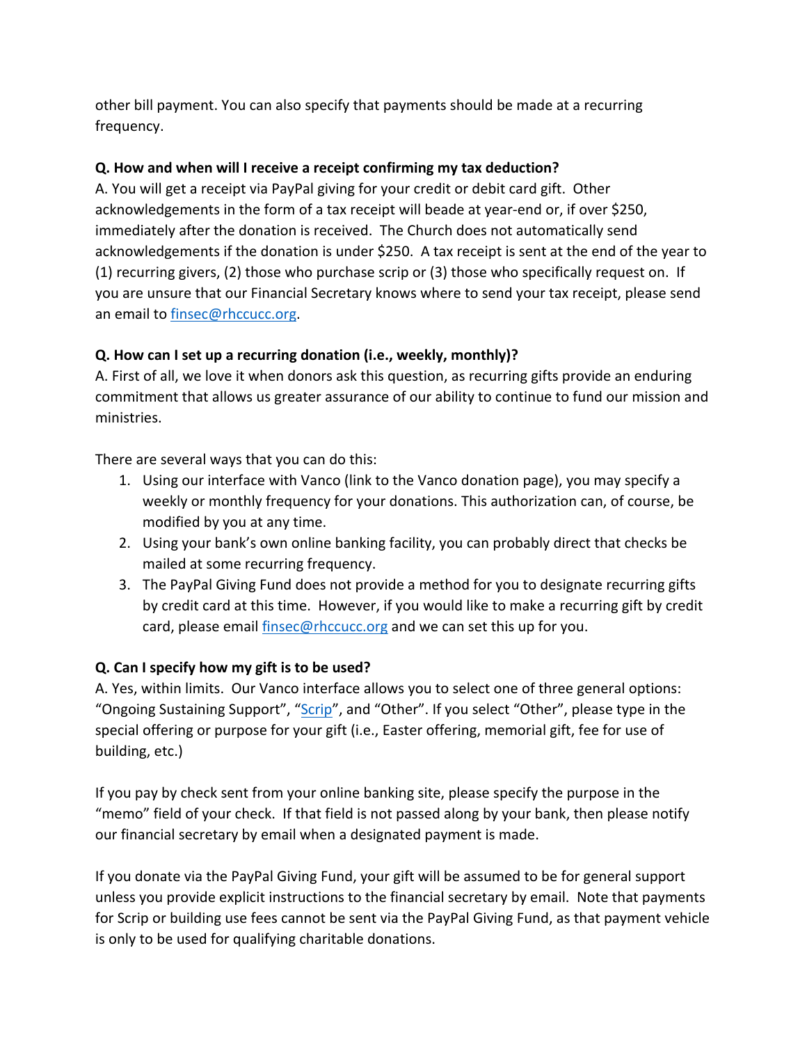other bill payment. You can also specify that payments should be made at a recurring frequency.

**Q. How and when will I receive a receipt confirming my tax deduction?**

A. You will get a receipt via PayPal giving for your credit or debit card gift. Other acknowledgements in the form of a tax receipt will beade at year-end or, if over $250, immediately after the donation is received. The Church does not automatically send acknowledgements if the donation is under $250. A tax receipt is sent at the end of the year to (1) recurring givers, (2) those who purchase scrip or (3) those who specifically request on. If you are unsure that our Financial Secretary knows where to send your tax receipt, please send an email to [finsec@rhccucc.org](mailto:finsec@rhccucc.org).

**Q. How can I set up a recurring donation (i.e., weekly, monthly)?**

A. First of all, we love it when donors ask this question, as recurring gifts provide an enduring commitment that allows us greater assurance of our ability to continue to fund our mission and ministries.

There are several ways that you can do this:

1. Using our interface with Vanco (link to the Vanco donation page), you may specify a weekly or monthly frequency for your donations. This authorization can, of course, be modified by you at any time.
2. Using your bank's own online banking facility, you can probably direct that checks be mailed at some recurring frequency.
3. The PayPal Giving Fund does not provide a method for you to designate recurring gifts by credit card at this time. However, if you would like to make a recurring gift by credit card, please email [finsec@rhccucc.org](mailto:finsec@rhccucc.org) and we can set this up for you.

**Q. Can I specify how my gift is to be used?**

A. Yes, within limits. Our Vanco interface allows you to select one of three general options: "Ongoing Sustaining Support", "Scrip", and "Other". If you select "Other", please type in the special offering or purpose for your gift (i.e., Easter offering, memorial gift, fee for use of building, etc.)

If you pay by check sent from your online banking site, please specify the purpose in the "memo" field of your check. If that field is not passed along by your bank, then please notify our financial secretary by email when a designated payment is made.

If you donate via the PayPal Giving Fund, your gift will be assumed to be for general support unless you provide explicit instructions to the financial secretary by email. Note that payments for Scrip or building use fees cannot be sent via the PayPal Giving Fund, as that payment vehicle is only to be used for qualifying charitable donations.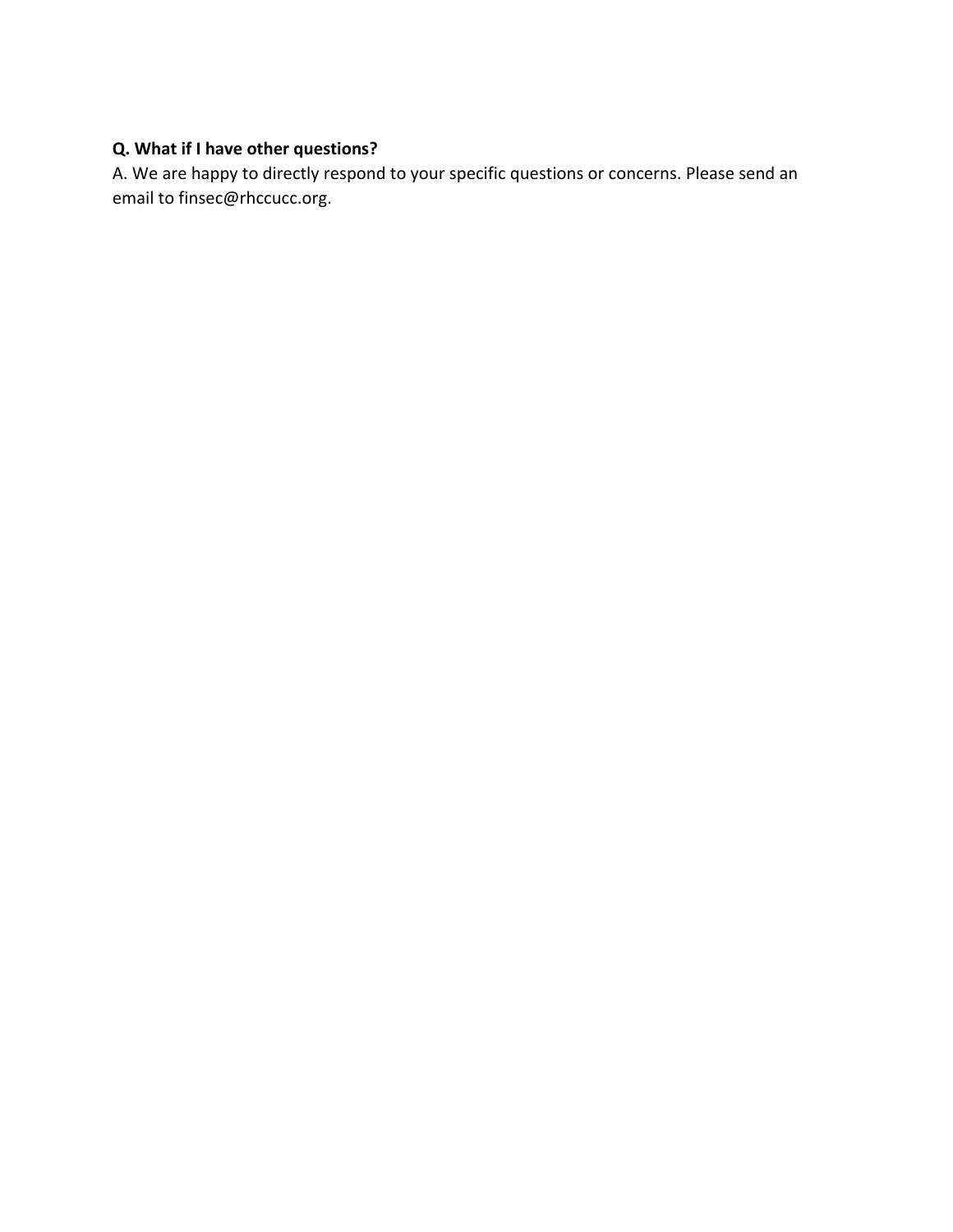**Q. What if I have other questions?**

A. We are happy to directly respond to your specific questions or concerns. Please send an email to finsec@rhccucc.org.